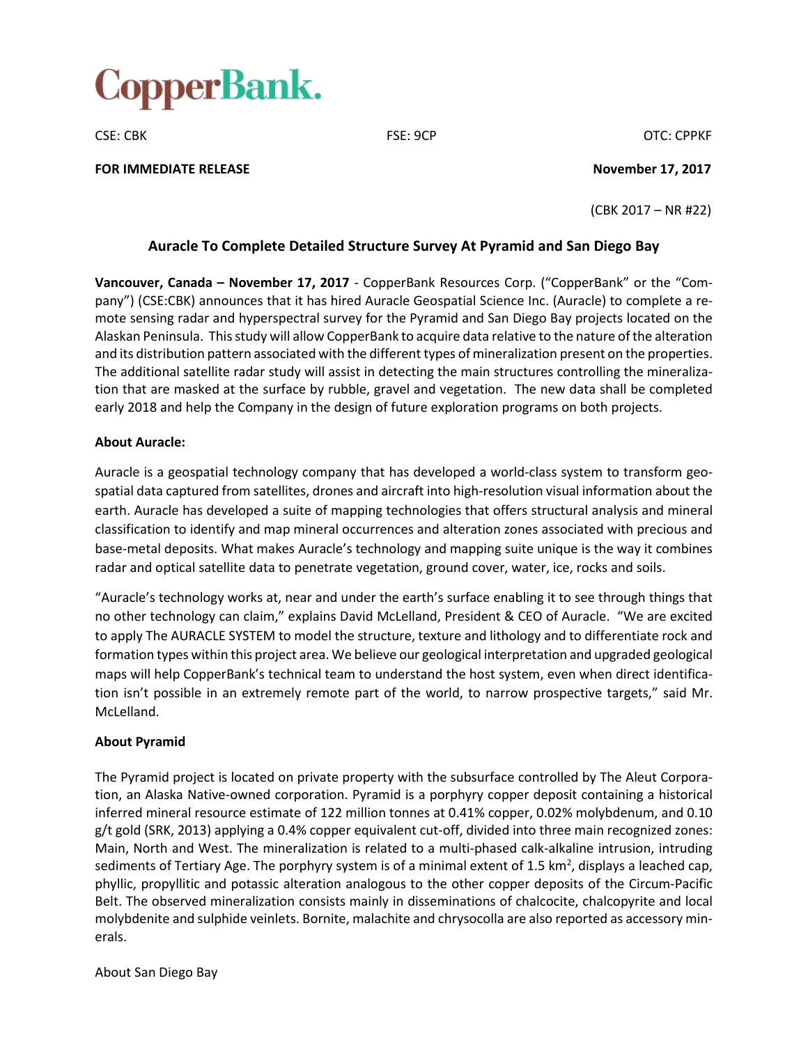# CopperBank.

CSE: CBK FSE: 9CP OTC: CPPKF

**FOR IMMEDIATE RELEASE** **November 17, 2017**

(CBK 2017 – NR #22)

## Auracle To Complete Detailed Structure Survey At Pyramid and San Diego Bay

**Vancouver, Canada – November 17, 2017** - CopperBank Resources Corp. ("CopperBank" or the "Company") (CSE:CBK) announces that it has hired Auracle Geospatial Science Inc. (Auracle) to complete a remote sensing radar and hyperspectral survey for the Pyramid and San Diego Bay projects located on the Alaskan Peninsula. This study will allow CopperBank to acquire data relative to the nature of the alteration and its distribution pattern associated with the different types of mineralization present on the properties. The additional satellite radar study will assist in detecting the main structures controlling the mineralization that are masked at the surface by rubble, gravel and vegetation. The new data shall be completed early 2018 and help the Company in the design of future exploration programs on both projects.

**About Auracle:**

Auracle is a geospatial technology company that has developed a world-class system to transform geospatial data captured from satellites, drones and aircraft into high-resolution visual information about the earth. Auracle has developed a suite of mapping technologies that offers structural analysis and mineral classification to identify and map mineral occurrences and alteration zones associated with precious and base-metal deposits. What makes Auracle's technology and mapping suite unique is the way it combines radar and optical satellite data to penetrate vegetation, ground cover, water, ice, rocks and soils.

"Auracle's technology works at, near and under the earth's surface enabling it to see through things that no other technology can claim," explains David McLelland, President & CEO of Auracle. "We are excited to apply The AURACLE SYSTEM to model the structure, texture and lithology and to differentiate rock and formation types within this project area. We believe our geological interpretation and upgraded geological maps will help CopperBank's technical team to understand the host system, even when direct identification isn't possible in an extremely remote part of the world, to narrow prospective targets," said Mr. McLelland.

**About Pyramid**

The Pyramid project is located on private property with the subsurface controlled by The Aleut Corporation, an Alaska Native-owned corporation. Pyramid is a porphyry copper deposit containing a historical inferred mineral resource estimate of 122 million tonnes at 0.41% copper, 0.02% molybdenum, and 0.10 g/t gold (SRK, 2013) applying a 0.4% copper equivalent cut-off, divided into three main recognized zones: Main, North and West. The mineralization is related to a multi-phased calk-alkaline intrusion, intruding sediments of Tertiary Age. The porphyry system is of a minimal extent of 1.5 km$^2$, displays a leached cap, phyllic, propyllitic and potassic alteration analogous to the other copper deposits of the Circum-Pacific Belt. The observed mineralization consists mainly in disseminations of chalcocite, chalcopyrite and local molybdenite and sulphide veinlets. Bornite, malachite and chrysocolla are also reported as accessory minerals.

About San Diego Bay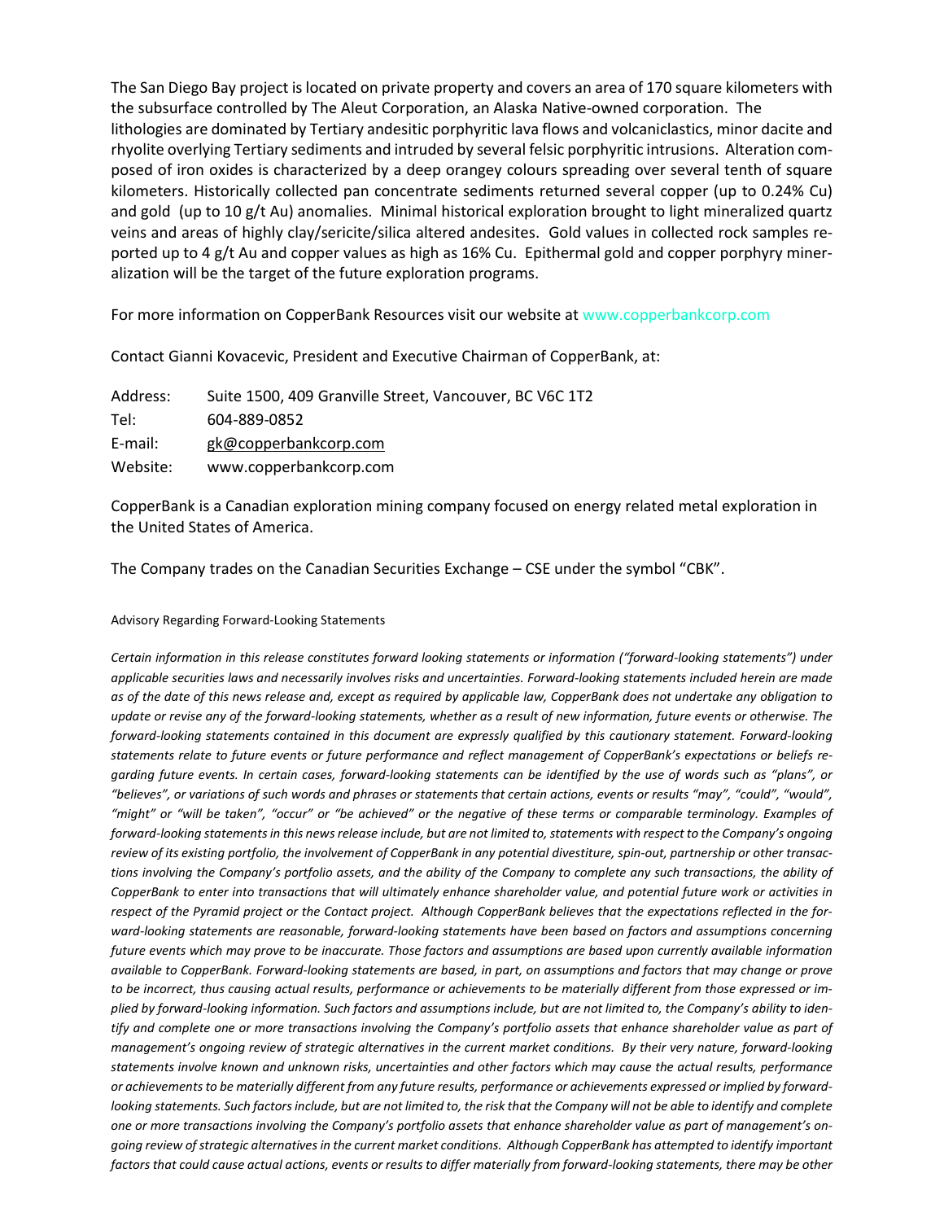The San Diego Bay project is located on private property and covers an area of 170 square kilometers with the subsurface controlled by The Aleut Corporation, an Alaska Native-owned corporation. The lithologies are dominated by Tertiary andesitic porphyritic lava flows and volcaniclastics, minor dacite and rhyolite overlying Tertiary sediments and intruded by several felsic porphyritic intrusions. Alteration composed of iron oxides is characterized by a deep orangey colours spreading over several tenth of square kilometers. Historically collected pan concentrate sediments returned several copper (up to 0.24% Cu) and gold (up to 10 g/t Au) anomalies. Minimal historical exploration brought to light mineralized quartz veins and areas of highly clay/sericite/silica altered andesites. Gold values in collected rock samples reported up to 4 g/t Au and copper values as high as 16% Cu. Epithermal gold and copper porphyry mineralization will be the target of the future exploration programs.

For more information on CopperBank Resources visit our website at www.copperbankcorp.com

Contact Gianni Kovacevic, President and Executive Chairman of CopperBank, at:

| | |
|---|---|
| Address: | Suite 1500, 409 Granville Street, Vancouver, BC V6C 1T2 |
| Tel: | 604-889-0852 |
| E-mail: | gk@copperbankcorp.com |
| Website: | www.copperbankcorp.com |

CopperBank is a Canadian exploration mining company focused on energy related metal exploration in the United States of America.

The Company trades on the Canadian Securities Exchange – CSE under the symbol "CBK".

Advisory Regarding Forward-Looking Statements

*Certain information in this release constitutes forward looking statements or information ("forward-looking statements") under applicable securities laws and necessarily involves risks and uncertainties. Forward-looking statements included herein are made as of the date of this news release and, except as required by applicable law, CopperBank does not undertake any obligation to update or revise any of the forward-looking statements, whether as a result of new information, future events or otherwise. The forward-looking statements contained in this document are expressly qualified by this cautionary statement. Forward-looking statements relate to future events or future performance and reflect management of CopperBank's expectations or beliefs regarding future events. In certain cases, forward-looking statements can be identified by the use of words such as "plans", or "believes", or variations of such words and phrases or statements that certain actions, events or results "may", "could", "would", "might" or "will be taken", "occur" or "be achieved" or the negative of these terms or comparable terminology. Examples of forward-looking statements in this news release include, but are not limited to, statements with respect to the Company's ongoing review of its existing portfolio, the involvement of CopperBank in any potential divestiture, spin-out, partnership or other transactions involving the Company's portfolio assets, and the ability of the Company to complete any such transactions, the ability of CopperBank to enter into transactions that will ultimately enhance shareholder value, and potential future work or activities in respect of the Pyramid project or the Contact project. Although CopperBank believes that the expectations reflected in the forward-looking statements are reasonable, forward-looking statements have been based on factors and assumptions concerning future events which may prove to be inaccurate. Those factors and assumptions are based upon currently available information available to CopperBank. Forward-looking statements are based, in part, on assumptions and factors that may change or prove to be incorrect, thus causing actual results, performance or achievements to be materially different from those expressed or implied by forward-looking information. Such factors and assumptions include, but are not limited to, the Company's ability to identify and complete one or more transactions involving the Company's portfolio assets that enhance shareholder value as part of management's ongoing review of strategic alternatives in the current market conditions. By their very nature, forward-looking statements involve known and unknown risks, uncertainties and other factors which may cause the actual results, performance or achievements to be materially different from any future results, performance or achievements expressed or implied by forward-looking statements. Such factors include, but are not limited to, the risk that the Company will not be able to identify and complete one or more transactions involving the Company's portfolio assets that enhance shareholder value as part of management's ongoing review of strategic alternatives in the current market conditions. Although CopperBank has attempted to identify important factors that could cause actual actions, events or results to differ materially from forward-looking statements, there may be other*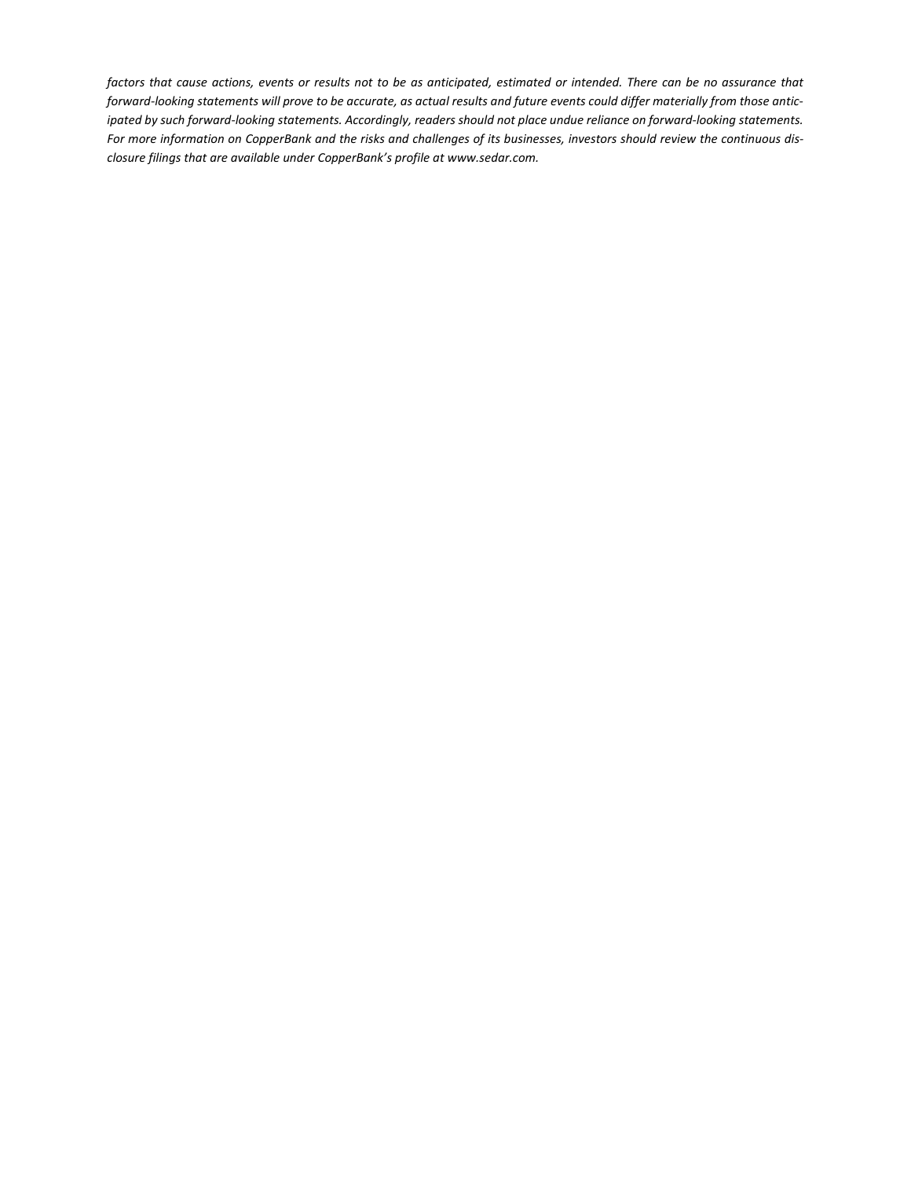*factors that cause actions, events or results not to be as anticipated, estimated or intended. There can be no assurance that forward-looking statements will prove to be accurate, as actual results and future events could differ materially from those anticipated by such forward-looking statements. Accordingly, readers should not place undue reliance on forward-looking statements. For more information on CopperBank and the risks and challenges of its businesses, investors should review the continuous disclosure filings that are available under CopperBank's profile at www.sedar.com.*